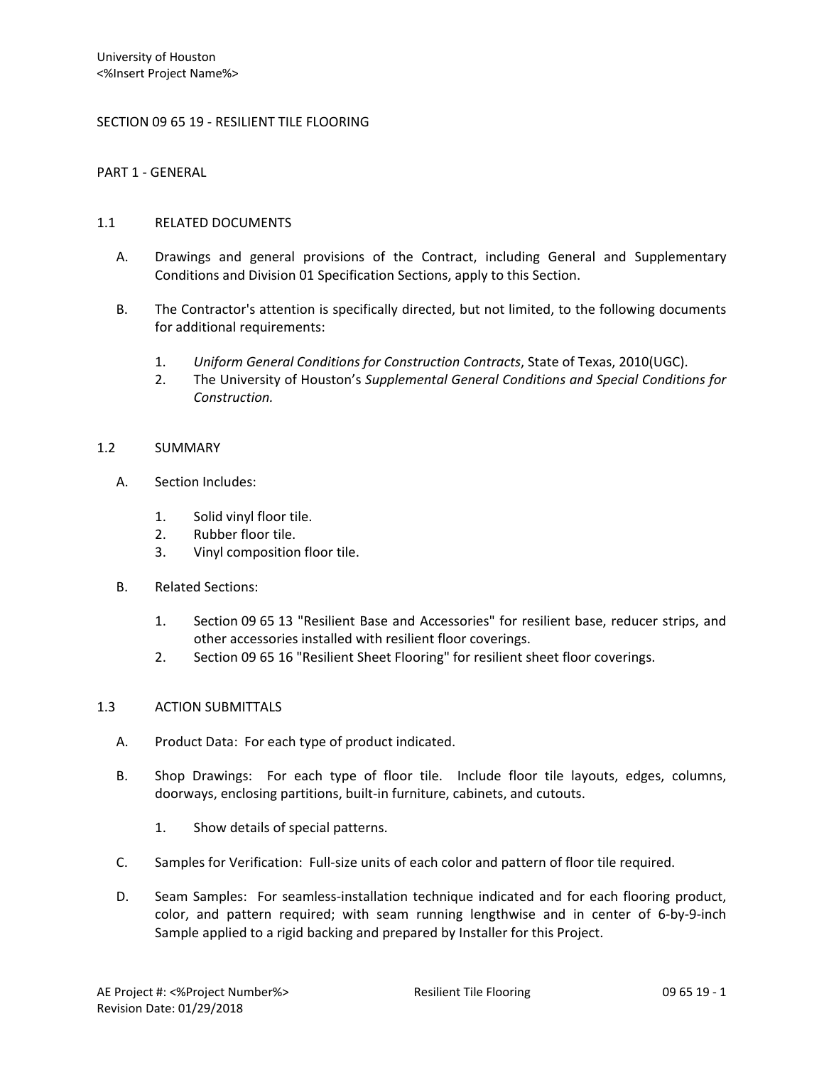University of Houston
<%Insert Project Name%>

# SECTION 09 65 19 - RESILIENT TILE FLOORING

## PART 1 - GENERAL

### 1.1 RELATED DOCUMENTS

A. Drawings and general provisions of the Contract, including General and Supplementary Conditions and Division 01 Specification Sections, apply to this Section.

B. The Contractor's attention is specifically directed, but not limited, to the following documents for additional requirements:

1. *Uniform General Conditions for Construction Contracts*, State of Texas, 2010(UGC).
2. The University of Houston's *Supplemental General Conditions and Special Conditions for Construction.*

### 1.2 SUMMARY

A. Section Includes:

1. Solid vinyl floor tile.
2. Rubber floor tile.
3. Vinyl composition floor tile.

B. Related Sections:

1. Section 09 65 13 "Resilient Base and Accessories" for resilient base, reducer strips, and other accessories installed with resilient floor coverings.
2. Section 09 65 16 "Resilient Sheet Flooring" for resilient sheet floor coverings.

### 1.3 ACTION SUBMITTALS

A. Product Data: For each type of product indicated.

B. Shop Drawings: For each type of floor tile. Include floor tile layouts, edges, columns, doorways, enclosing partitions, built-in furniture, cabinets, and cutouts.

1. Show details of special patterns.

C. Samples for Verification: Full-size units of each color and pattern of floor tile required.

D. Seam Samples: For seamless-installation technique indicated and for each flooring product, color, and pattern required; with seam running lengthwise and in center of 6-by-9-inch Sample applied to a rigid backing and prepared by Installer for this Project.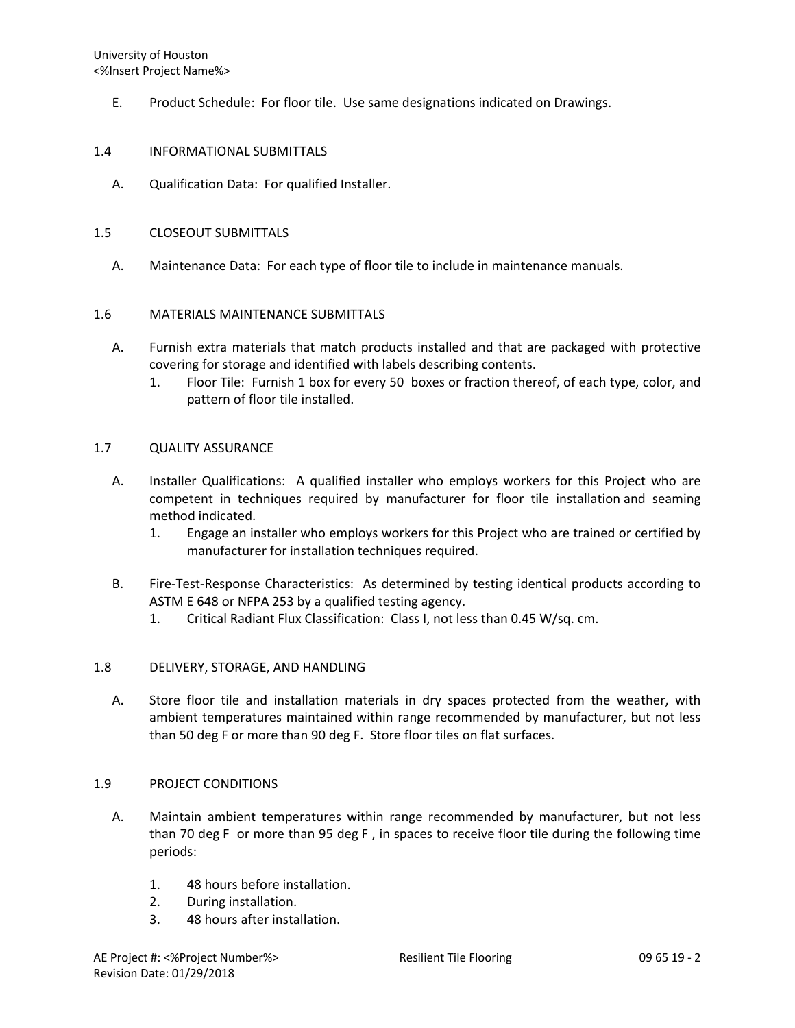E. Product Schedule: For floor tile. Use same designations indicated on Drawings.

## 1.4 INFORMATIONAL SUBMITTALS

A. Qualification Data: For qualified Installer.

## 1.5 CLOSEOUT SUBMITTALS

A. Maintenance Data: For each type of floor tile to include in maintenance manuals.

## 1.6 MATERIALS MAINTENANCE SUBMITTALS

A. Furnish extra materials that match products installed and that are packaged with protective covering for storage and identified with labels describing contents.

1. Floor Tile: Furnish 1 box for every 50 boxes or fraction thereof, of each type, color, and pattern of floor tile installed.

## 1.7 QUALITY ASSURANCE

A. Installer Qualifications: A qualified installer who employs workers for this Project who are competent in techniques required by manufacturer for floor tile installation and seaming method indicated.

1. Engage an installer who employs workers for this Project who are trained or certified by manufacturer for installation techniques required.

B. Fire-Test-Response Characteristics: As determined by testing identical products according to ASTM E 648 or NFPA 253 by a qualified testing agency.

1. Critical Radiant Flux Classification: Class I, not less than 0.45 W/sq. cm.

## 1.8 DELIVERY, STORAGE, AND HANDLING

A. Store floor tile and installation materials in dry spaces protected from the weather, with ambient temperatures maintained within range recommended by manufacturer, but not less than 50 deg F or more than 90 deg F. Store floor tiles on flat surfaces.

## 1.9 PROJECT CONDITIONS

A. Maintain ambient temperatures within range recommended by manufacturer, but not less than 70 deg F or more than 95 deg F , in spaces to receive floor tile during the following time periods:

1. 48 hours before installation.
2. During installation.
3. 48 hours after installation.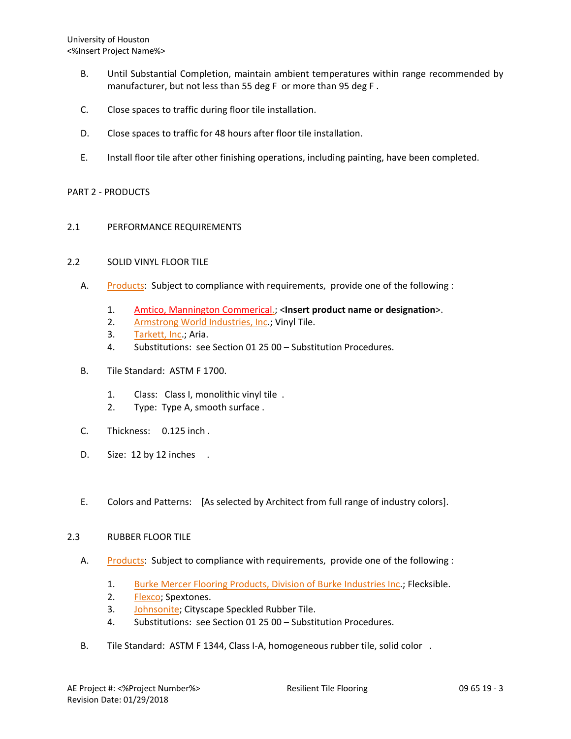B. Until Substantial Completion, maintain ambient temperatures within range recommended by manufacturer, but not less than 55 deg F or more than 95 deg F .

C. Close spaces to traffic during floor tile installation.

D. Close spaces to traffic for 48 hours after floor tile installation.

E. Install floor tile after other finishing operations, including painting, have been completed.

PART 2 - PRODUCTS

2.1 PERFORMANCE REQUIREMENTS

2.2 SOLID VINYL FLOOR TILE

A. Products: Subject to compliance with requirements, provide one of the following :

1. Amtico, Mannington Commerical.; <**Insert product name or designation**>.
2. Armstrong World Industries, Inc.; Vinyl Tile.
3. Tarkett, Inc.; Aria.
4. Substitutions: see Section 01 25 00 – Substitution Procedures.

B. Tile Standard: ASTM F 1700.

1. Class: Class I, monolithic vinyl tile .
2. Type: Type A, smooth surface .

C. Thickness: 0.125 inch .

D. Size: 12 by 12 inches .

E. Colors and Patterns: [As selected by Architect from full range of industry colors].

2.3 RUBBER FLOOR TILE

A. Products: Subject to compliance with requirements, provide one of the following :

1. Burke Mercer Flooring Products, Division of Burke Industries Inc.; Flecksible.
2. Flexco; Spextones.
3. Johnsonite; Cityscape Speckled Rubber Tile.
4. Substitutions: see Section 01 25 00 – Substitution Procedures.

B. Tile Standard: ASTM F 1344, Class I-A, homogeneous rubber tile, solid color .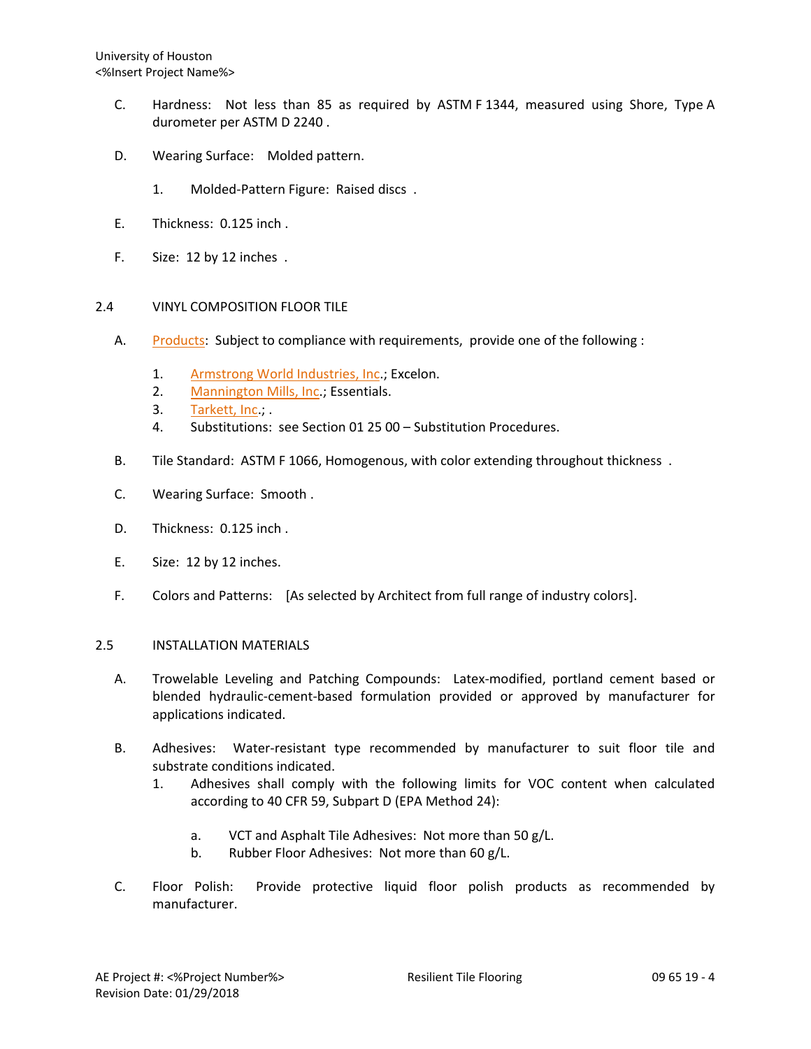C. Hardness: Not less than 85 as required by ASTM F 1344, measured using Shore, Type A durometer per ASTM D 2240 .

D. Wearing Surface: Molded pattern.

1. Molded-Pattern Figure: Raised discs .

E. Thickness: 0.125 inch .

F. Size: 12 by 12 inches .

## 2.4 VINYL COMPOSITION FLOOR TILE

A. Products: Subject to compliance with requirements, provide one of the following :

1. Armstrong World Industries, Inc.; Excelon.
2. Mannington Mills, Inc.; Essentials.
3. Tarkett, Inc.; .
4. Substitutions: see Section 01 25 00 – Substitution Procedures.

B. Tile Standard: ASTM F 1066, Homogenous, with color extending throughout thickness .

C. Wearing Surface: Smooth .

D. Thickness: 0.125 inch .

E. Size: 12 by 12 inches.

F. Colors and Patterns: [As selected by Architect from full range of industry colors].

## 2.5 INSTALLATION MATERIALS

A. Trowelable Leveling and Patching Compounds: Latex-modified, portland cement based or blended hydraulic-cement-based formulation provided or approved by manufacturer for applications indicated.

B. Adhesives: Water-resistant type recommended by manufacturer to suit floor tile and substrate conditions indicated.

1. Adhesives shall comply with the following limits for VOC content when calculated according to 40 CFR 59, Subpart D (EPA Method 24):

   a. VCT and Asphalt Tile Adhesives: Not more than 50 g/L.

   b. Rubber Floor Adhesives: Not more than 60 g/L.

C. Floor Polish: Provide protective liquid floor polish products as recommended by manufacturer.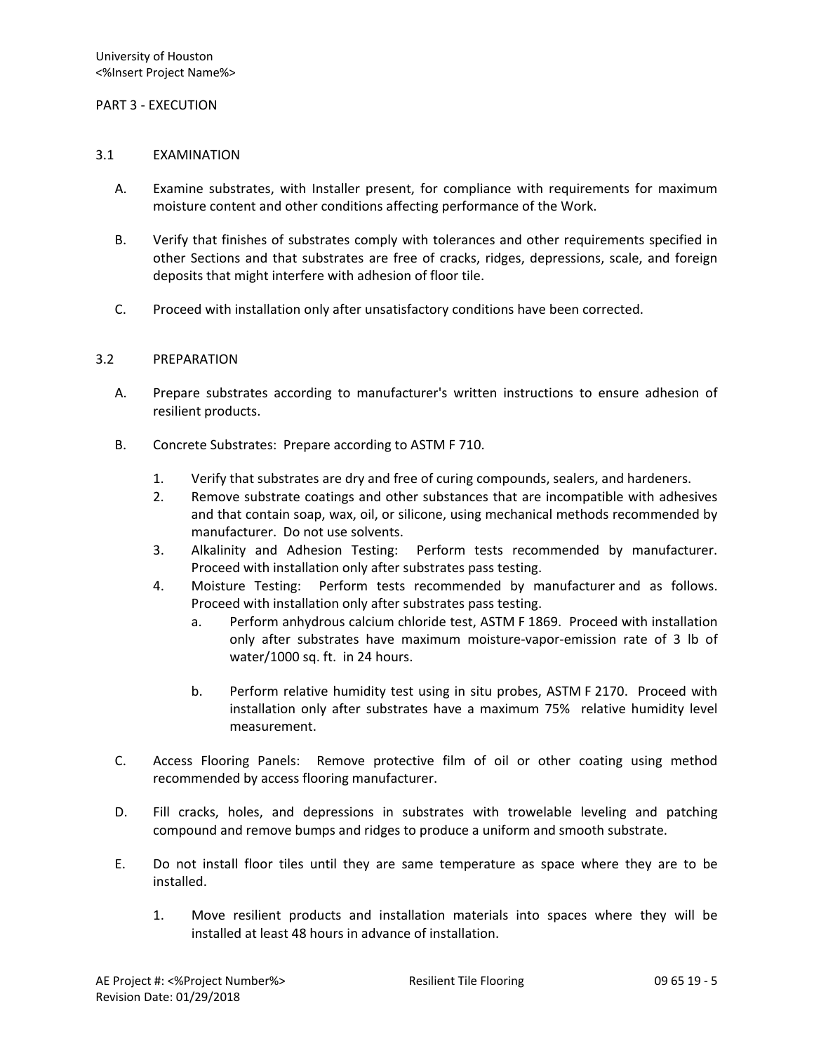## PART 3 - EXECUTION

### 3.1 EXAMINATION

A. Examine substrates, with Installer present, for compliance with requirements for maximum moisture content and other conditions affecting performance of the Work.

B. Verify that finishes of substrates comply with tolerances and other requirements specified in other Sections and that substrates are free of cracks, ridges, depressions, scale, and foreign deposits that might interfere with adhesion of floor tile.

C. Proceed with installation only after unsatisfactory conditions have been corrected.

### 3.2 PREPARATION

A. Prepare substrates according to manufacturer's written instructions to ensure adhesion of resilient products.

B. Concrete Substrates: Prepare according to ASTM F 710.

1. Verify that substrates are dry and free of curing compounds, sealers, and hardeners.
2. Remove substrate coatings and other substances that are incompatible with adhesives and that contain soap, wax, oil, or silicone, using mechanical methods recommended by manufacturer. Do not use solvents.
3. Alkalinity and Adhesion Testing: Perform tests recommended by manufacturer. Proceed with installation only after substrates pass testing.
4. Moisture Testing: Perform tests recommended by manufacturer and as follows. Proceed with installation only after substrates pass testing.
   a. Perform anhydrous calcium chloride test, ASTM F 1869. Proceed with installation only after substrates have maximum moisture-vapor-emission rate of 3 lb of water/1000 sq. ft. in 24 hours.
   b. Perform relative humidity test using in situ probes, ASTM F 2170. Proceed with installation only after substrates have a maximum 75% relative humidity level measurement.

C. Access Flooring Panels: Remove protective film of oil or other coating using method recommended by access flooring manufacturer.

D. Fill cracks, holes, and depressions in substrates with trowelable leveling and patching compound and remove bumps and ridges to produce a uniform and smooth substrate.

E. Do not install floor tiles until they are same temperature as space where they are to be installed.

1. Move resilient products and installation materials into spaces where they will be installed at least 48 hours in advance of installation.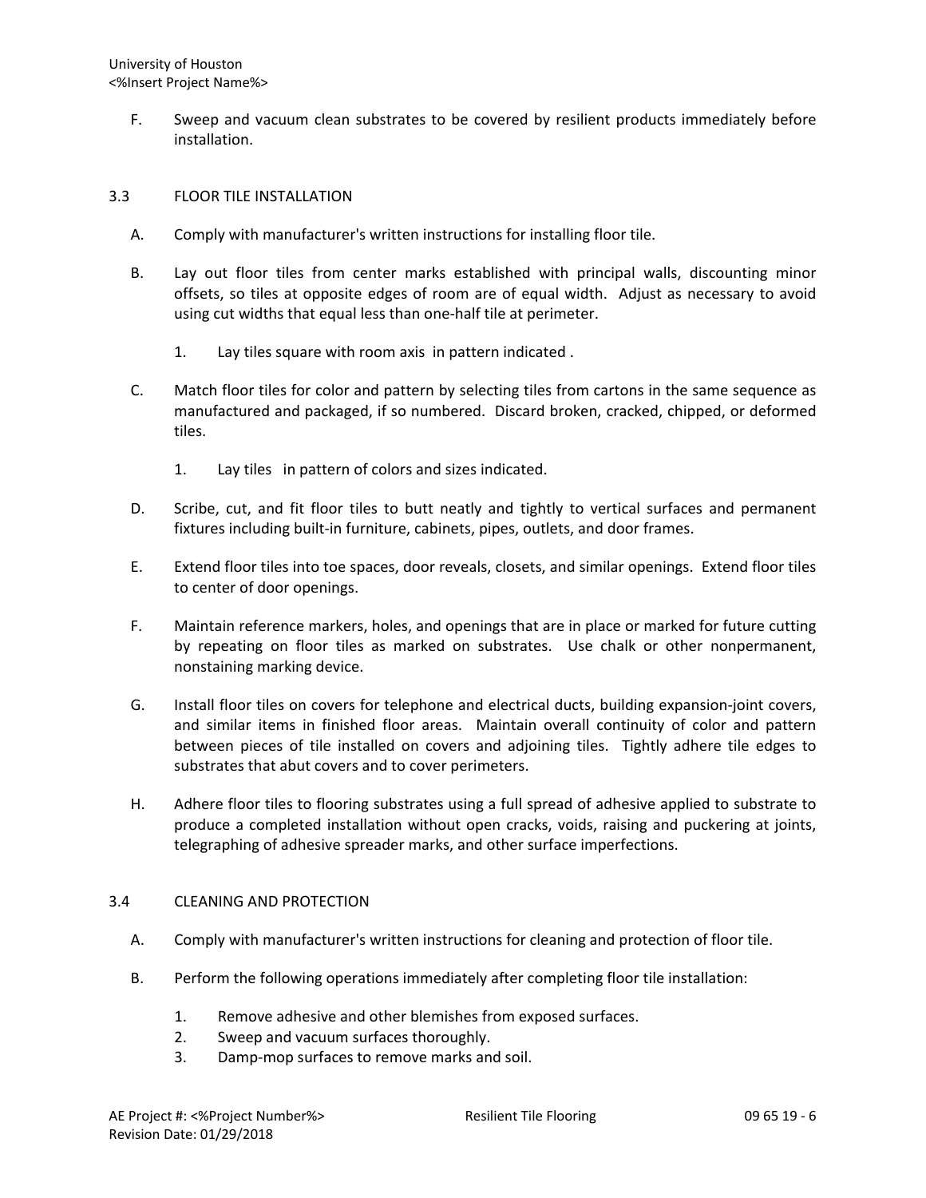F. Sweep and vacuum clean substrates to be covered by resilient products immediately before installation.

## 3.3 FLOOR TILE INSTALLATION

A. Comply with manufacturer's written instructions for installing floor tile.

B. Lay out floor tiles from center marks established with principal walls, discounting minor offsets, so tiles at opposite edges of room are of equal width. Adjust as necessary to avoid using cut widths that equal less than one-half tile at perimeter.

   1. Lay tiles square with room axis in pattern indicated .

C. Match floor tiles for color and pattern by selecting tiles from cartons in the same sequence as manufactured and packaged, if so numbered. Discard broken, cracked, chipped, or deformed tiles.

   1. Lay tiles in pattern of colors and sizes indicated.

D. Scribe, cut, and fit floor tiles to butt neatly and tightly to vertical surfaces and permanent fixtures including built-in furniture, cabinets, pipes, outlets, and door frames.

E. Extend floor tiles into toe spaces, door reveals, closets, and similar openings. Extend floor tiles to center of door openings.

F. Maintain reference markers, holes, and openings that are in place or marked for future cutting by repeating on floor tiles as marked on substrates. Use chalk or other nonpermanent, nonstaining marking device.

G. Install floor tiles on covers for telephone and electrical ducts, building expansion-joint covers, and similar items in finished floor areas. Maintain overall continuity of color and pattern between pieces of tile installed on covers and adjoining tiles. Tightly adhere tile edges to substrates that abut covers and to cover perimeters.

H. Adhere floor tiles to flooring substrates using a full spread of adhesive applied to substrate to produce a completed installation without open cracks, voids, raising and puckering at joints, telegraphing of adhesive spreader marks, and other surface imperfections.

## 3.4 CLEANING AND PROTECTION

A. Comply with manufacturer's written instructions for cleaning and protection of floor tile.

B. Perform the following operations immediately after completing floor tile installation:

   1. Remove adhesive and other blemishes from exposed surfaces.
   2. Sweep and vacuum surfaces thoroughly.
   3. Damp-mop surfaces to remove marks and soil.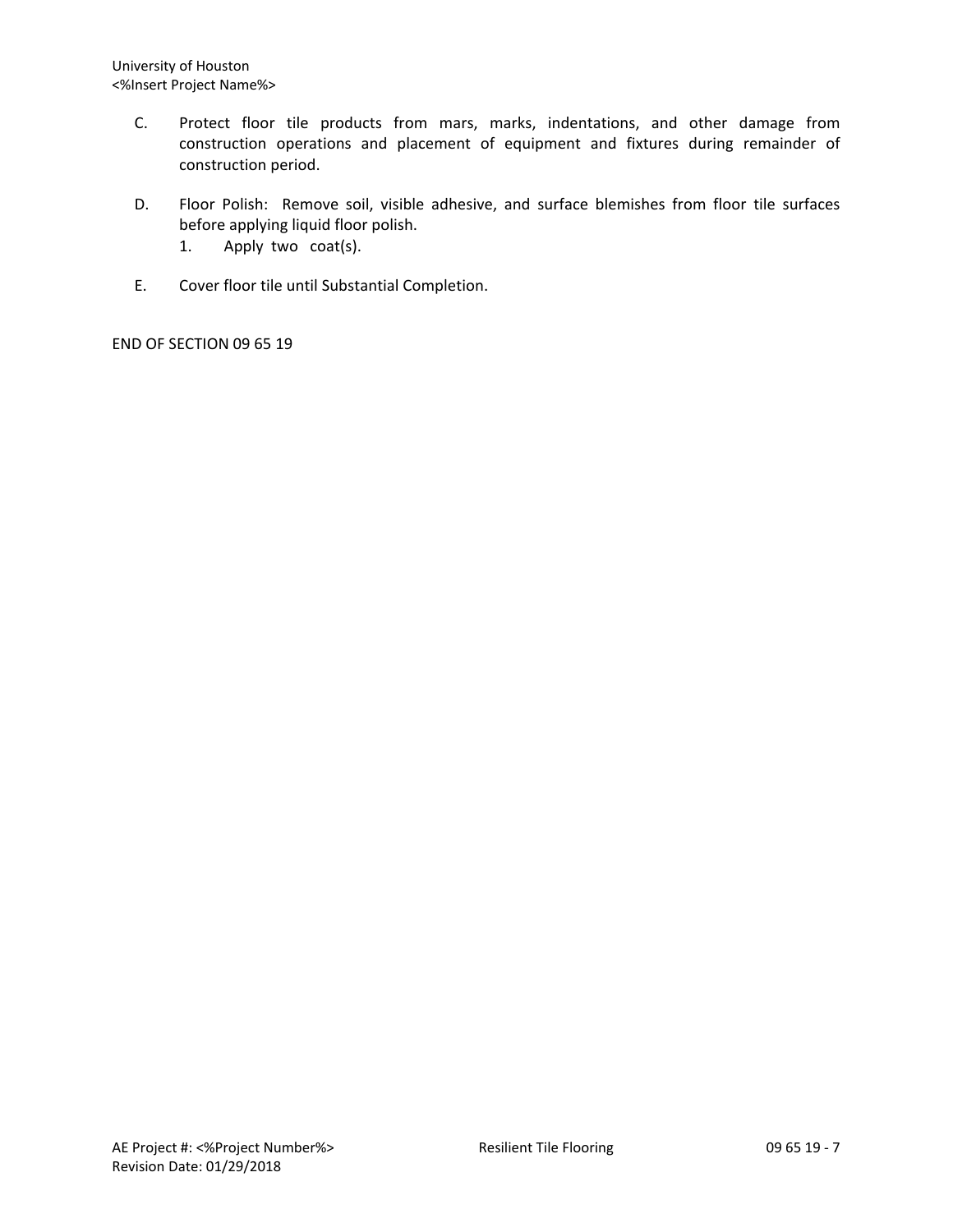C. Protect floor tile products from mars, marks, indentations, and other damage from construction operations and placement of equipment and fixtures during remainder of construction period.

D. Floor Polish: Remove soil, visible adhesive, and surface blemishes from floor tile surfaces before applying liquid floor polish.

1. Apply two coat(s).

E. Cover floor tile until Substantial Completion.

END OF SECTION 09 65 19